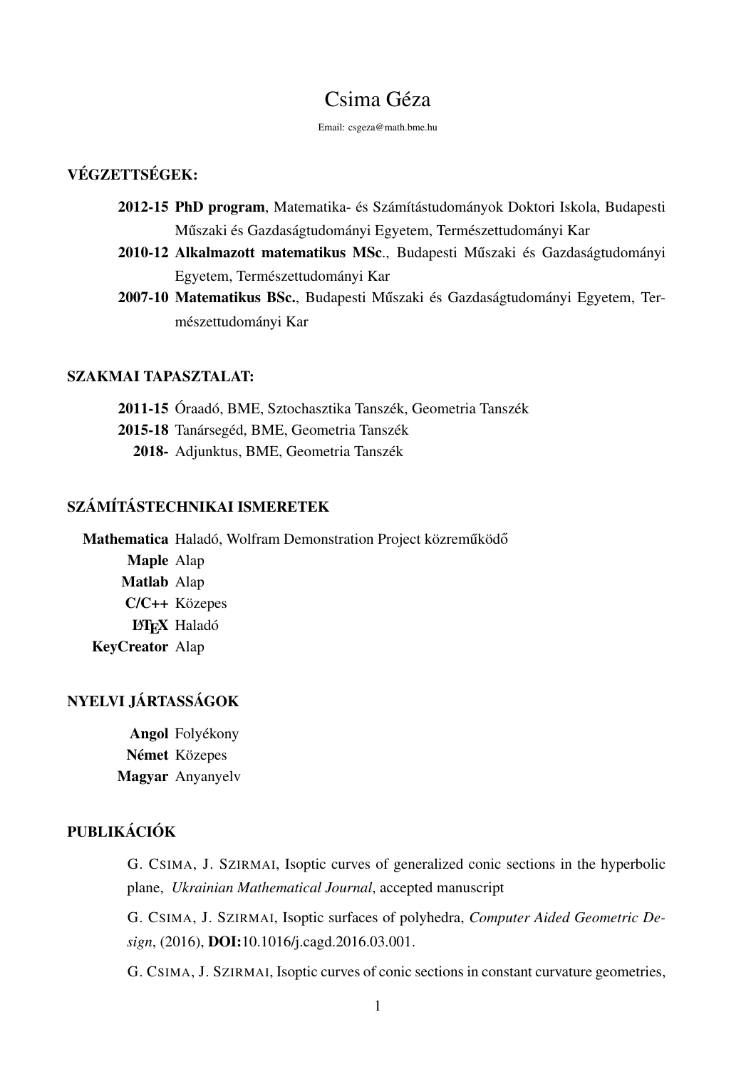# Csima Géza

Email: csgeza@math.bme.hu

## VÉGZETTSÉGEK:

**2012-15** **PhD program**, Matematika- és Számítástudományok Doktori Iskola, Budapesti Műszaki és Gazdaságtudományi Egyetem, Természettudományi Kar

**2010-12** **Alkalmazott matematikus MSc**., Budapesti Műszaki és Gazdaságtudományi Egyetem, Természettudományi Kar

**2007-10** **Matematikus BSc.**, Budapesti Műszaki és Gazdaságtudományi Egyetem, Természettudományi Kar

## SZAKMAI TAPASZTALAT:

**2011-15** Óraadó, BME, Sztochasztika Tanszék, Geometria Tanszék

**2015-18** Tanársegéd, BME, Geometria Tanszék

**2018-** Adjunktus, BME, Geometria Tanszék

## SZÁMÍTÁSTECHNIKAI ISMERETEK

**Mathematica** Haladó, Wolfram Demonstration Project közreműködő

**Maple** Alap

**Matlab** Alap

**C/C++** Közepes

**LaTeX** Haladó

**KeyCreator** Alap

## NYELVI JÁRTASSÁGOK

**Angol** Folyékony

**Német** Közepes

**Magyar** Anyanyelv

## PUBLIKÁCIÓK

G. Csima, J. Szirmai, Isoptic curves of generalized conic sections in the hyperbolic plane, *Ukrainian Mathematical Journal*, accepted manuscript

G. Csima, J. Szirmai, Isoptic surfaces of polyhedra, *Computer Aided Geometric Design*, (2016), **DOI:**10.1016/j.cagd.2016.03.001.

G. Csima, J. Szirmai, Isoptic curves of conic sections in constant curvature geometries,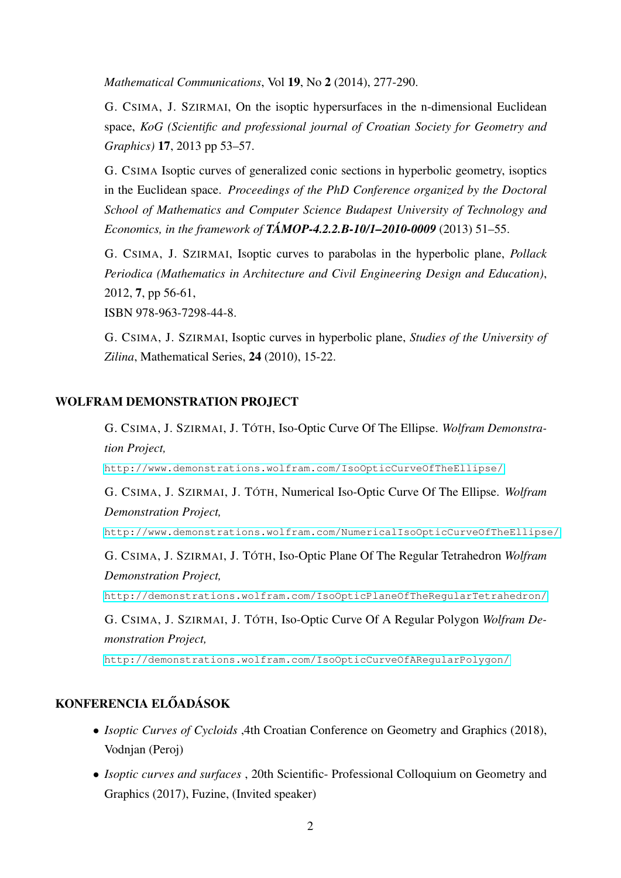*Mathematical Communications*, Vol **19**, No **2** (2014), 277-290.

G. CSIMA, J. SZIRMAI, On the isoptic hypersurfaces in the n-dimensional Euclidean space, *KoG (Scientific and professional journal of Croatian Society for Geometry and Graphics)* **17**, 2013 pp 53–57.

G. CSIMA Isoptic curves of generalized conic sections in hyperbolic geometry, isoptics in the Euclidean space. *Proceedings of the PhD Conference organized by the Doctoral School of Mathematics and Computer Science Budapest University of Technology and Economics, in the framework of* ***TÁMOP-4.2.2.B-10/1–2010-0009*** (2013) 51–55.

G. CSIMA, J. SZIRMAI, Isoptic curves to parabolas in the hyperbolic plane, *Pollack Periodica (Mathematics in Architecture and Civil Engineering Design and Education)*, 2012, **7**, pp 56-61,
ISBN 978-963-7298-44-8.

G. CSIMA, J. SZIRMAI, Isoptic curves in hyperbolic plane, *Studies of the University of Zilina*, Mathematical Series, **24** (2010), 15-22.

## WOLFRAM DEMONSTRATION PROJECT

G. CSIMA, J. SZIRMAI, J. TÓTH, Iso-Optic Curve Of The Ellipse. *Wolfram Demonstration Project,*
http://www.demonstrations.wolfram.com/IsoOpticCurveOfTheEllipse/

G. CSIMA, J. SZIRMAI, J. TÓTH, Numerical Iso-Optic Curve Of The Ellipse. *Wolfram Demonstration Project,*
http://www.demonstrations.wolfram.com/NumericalIsoOpticCurveOfTheEllipse/

G. CSIMA, J. SZIRMAI, J. TÓTH, Iso-Optic Plane Of The Regular Tetrahedron *Wolfram Demonstration Project,*
http://demonstrations.wolfram.com/IsoOpticPlaneOfTheRegularTetrahedron/

G. CSIMA, J. SZIRMAI, J. TÓTH, Iso-Optic Curve Of A Regular Polygon *Wolfram Demonstration Project,*
http://demonstrations.wolfram.com/IsoOpticCurveOfARegularPolygon/

## KONFERENCIA ELŐADÁSOK

- *Isoptic Curves of Cycloids* ,4th Croatian Conference on Geometry and Graphics (2018), Vodnjan (Peroj)
- *Isoptic curves and surfaces* , 20th Scientific- Professional Colloquium on Geometry and Graphics (2017), Fuzine, (Invited speaker)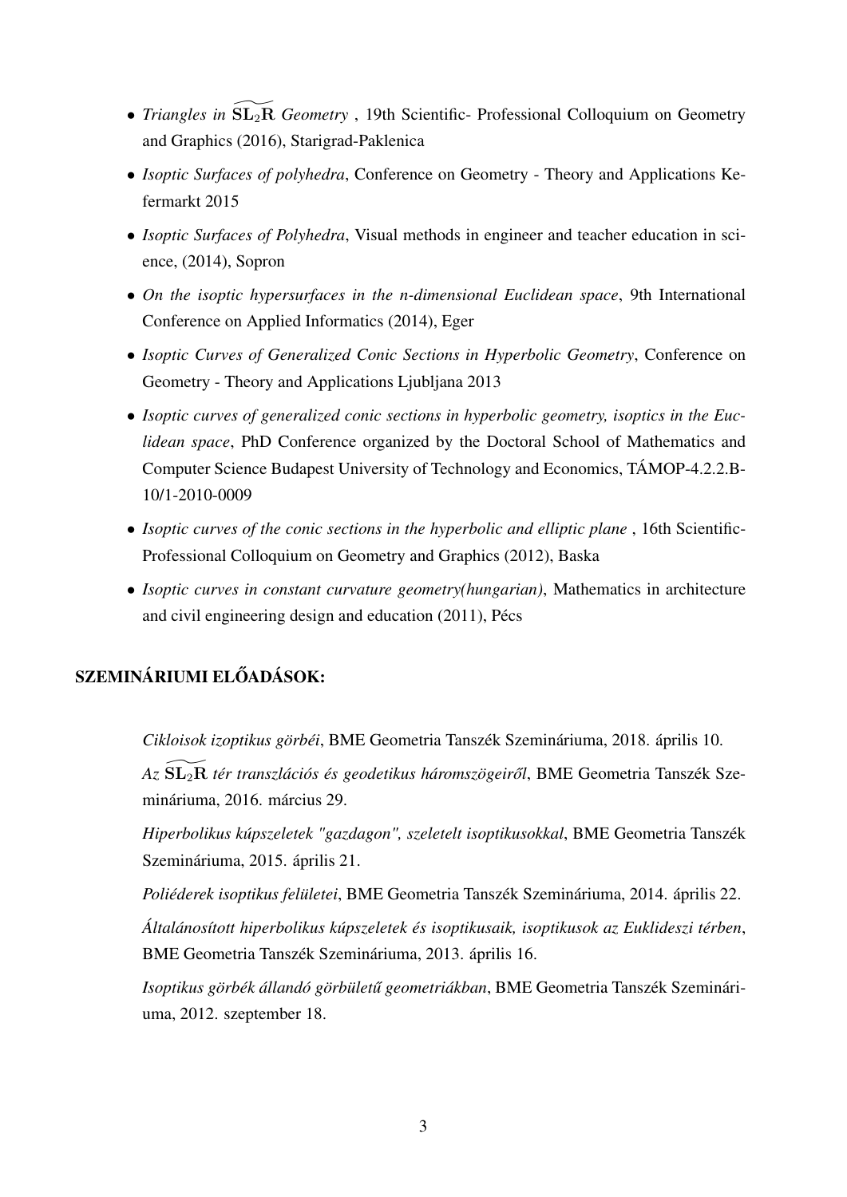- *Triangles in $\widetilde{\mathbf{SL_2R}}$ Geometry* , 19th Scientific- Professional Colloquium on Geometry and Graphics (2016), Starigrad-Paklenica
- *Isoptic Surfaces of polyhedra*, Conference on Geometry - Theory and Applications Kefermarkt 2015
- *Isoptic Surfaces of Polyhedra*, Visual methods in engineer and teacher education in science, (2014), Sopron
- *On the isoptic hypersurfaces in the n-dimensional Euclidean space*, 9th International Conference on Applied Informatics (2014), Eger
- *Isoptic Curves of Generalized Conic Sections in Hyperbolic Geometry*, Conference on Geometry - Theory and Applications Ljubljana 2013
- *Isoptic curves of generalized conic sections in hyperbolic geometry, isoptics in the Euclidean space*, PhD Conference organized by the Doctoral School of Mathematics and Computer Science Budapest University of Technology and Economics, TÁMOP-4.2.2.B-10/1-2010-0009
- *Isoptic curves of the conic sections in the hyperbolic and elliptic plane* , 16th Scientific-Professional Colloquium on Geometry and Graphics (2012), Baska
- *Isoptic curves in constant curvature geometry(hungarian)*, Mathematics in architecture and civil engineering design and education (2011), Pécs

## SZEMINÁRIUMI ELŐADÁSOK:

*Cikloisok izoptikus görbéi*, BME Geometria Tanszék Szemináriuma, 2018. április 10.

*Az $\widetilde{\mathbf{SL_2R}}$ tér transzlációs és geodetikus háromszögeiről*, BME Geometria Tanszék Szemináriuma, 2016. március 29.

*Hiperbolikus kúpszeletek "gazdagon", szeletelt isoptikusokkal*, BME Geometria Tanszék Szemináriuma, 2015. április 21.

*Poliéderek isoptikus felületei*, BME Geometria Tanszék Szemináriuma, 2014. április 22.

*Általánosított hiperbolikus kúpszeletek és isoptikusaik, isoptikusok az Euklideszi térben*, BME Geometria Tanszék Szemináriuma, 2013. április 16.

*Isoptikus görbék állandó görbületű geometriákban*, BME Geometria Tanszék Szemináriuma, 2012. szeptember 18.